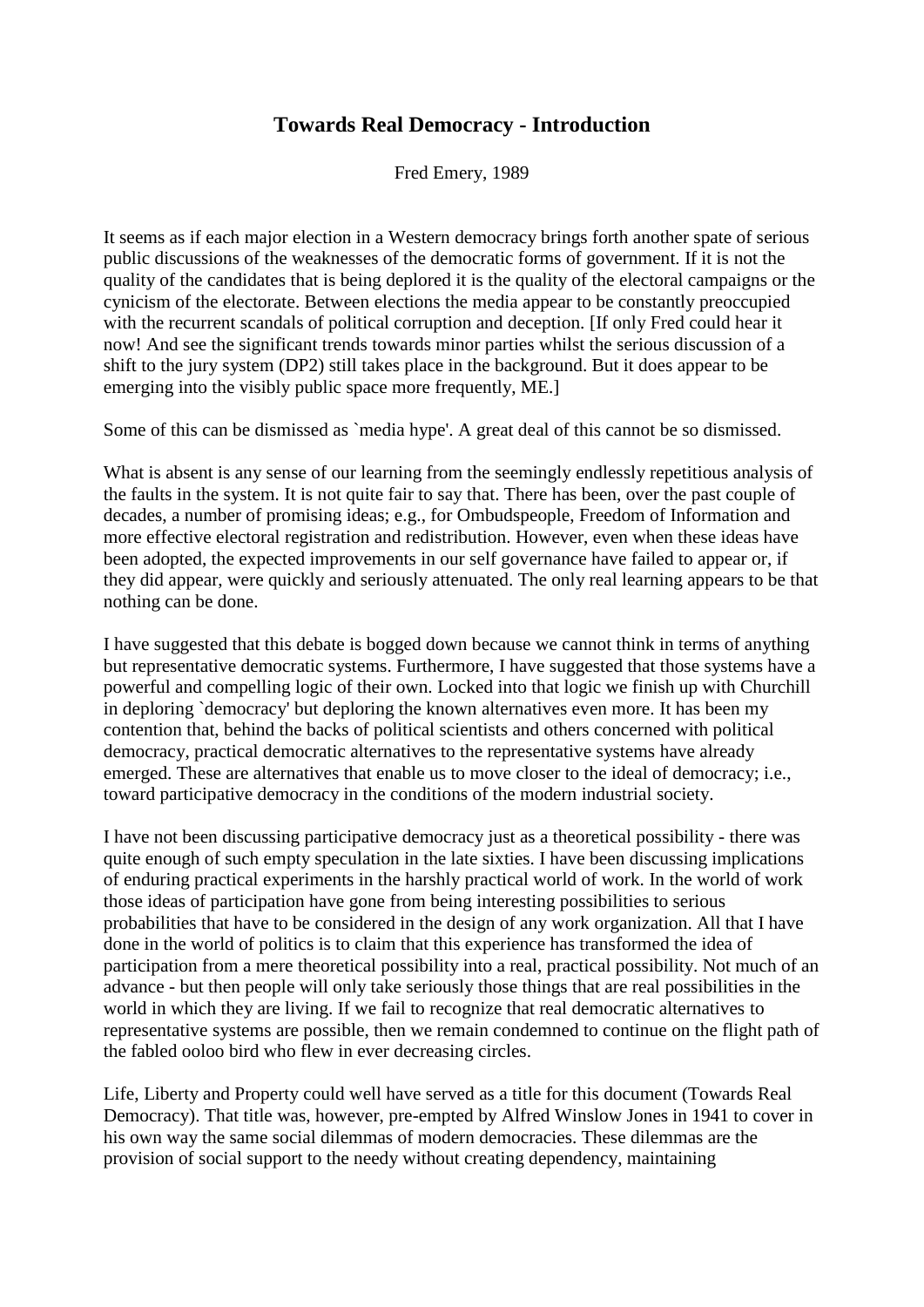# Towards Real Democracy - Introduction

Fred Emery, 1989

It seems as if each major election in a Western democracy brings forth another spate of serious public discussions of the weaknesses of the democratic forms of government. If it is not the quality of the candidates that is being deplored it is the quality of the electoral campaigns or the cynicism of the electorate. Between elections the media appear to be constantly preoccupied with the recurrent scandals of political corruption and deception. [If only Fred could hear it now! And see the significant trends towards minor parties whilst the serious discussion of a shift to the jury system (DP2) still takes place in the background. But it does appear to be emerging into the visibly public space more frequently, ME.]

Some of this can be dismissed as `media hype'. A great deal of this cannot be so dismissed.

What is absent is any sense of our learning from the seemingly endlessly repetitious analysis of the faults in the system. It is not quite fair to say that. There has been, over the past couple of decades, a number of promising ideas; e.g., for Ombudspeople, Freedom of Information and more effective electoral registration and redistribution. However, even when these ideas have been adopted, the expected improvements in our self governance have failed to appear or, if they did appear, were quickly and seriously attenuated. The only real learning appears to be that nothing can be done.

I have suggested that this debate is bogged down because we cannot think in terms of anything but representative democratic systems. Furthermore, I have suggested that those systems have a powerful and compelling logic of their own. Locked into that logic we finish up with Churchill in deploring `democracy' but deploring the known alternatives even more. It has been my contention that, behind the backs of political scientists and others concerned with political democracy, practical democratic alternatives to the representative systems have already emerged. These are alternatives that enable us to move closer to the ideal of democracy; i.e., toward participative democracy in the conditions of the modern industrial society.

I have not been discussing participative democracy just as a theoretical possibility - there was quite enough of such empty speculation in the late sixties. I have been discussing implications of enduring practical experiments in the harshly practical world of work. In the world of work those ideas of participation have gone from being interesting possibilities to serious probabilities that have to be considered in the design of any work organization. All that I have done in the world of politics is to claim that this experience has transformed the idea of participation from a mere theoretical possibility into a real, practical possibility. Not much of an advance - but then people will only take seriously those things that are real possibilities in the world in which they are living. If we fail to recognize that real democratic alternatives to representative systems are possible, then we remain condemned to continue on the flight path of the fabled ooloo bird who flew in ever decreasing circles.

Life, Liberty and Property could well have served as a title for this document (Towards Real Democracy). That title was, however, pre-empted by Alfred Winslow Jones in 1941 to cover in his own way the same social dilemmas of modern democracies. These dilemmas are the provision of social support to the needy without creating dependency, maintaining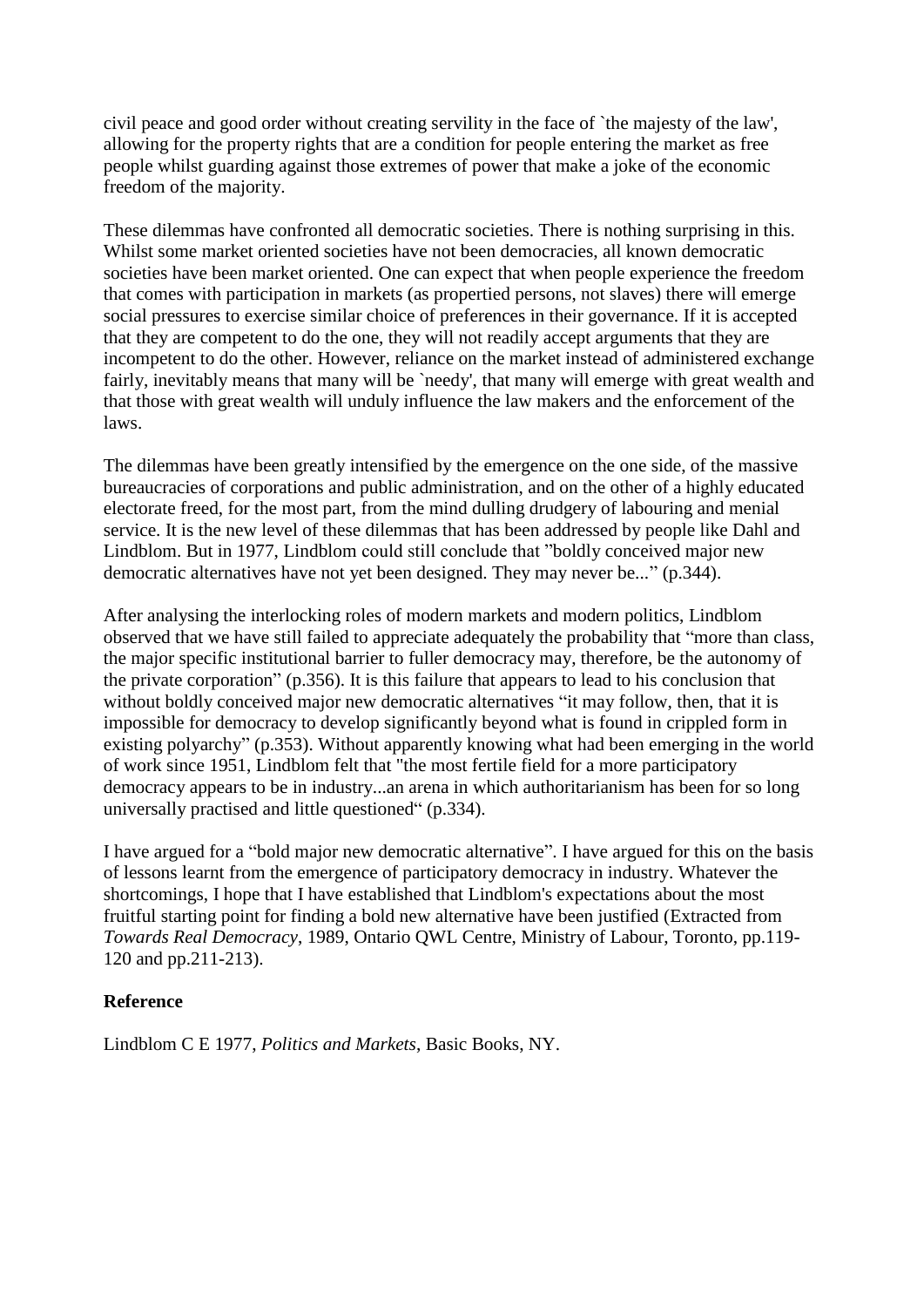civil peace and good order without creating servility in the face of `the majesty of the law', allowing for the property rights that are a condition for people entering the market as free people whilst guarding against those extremes of power that make a joke of the economic freedom of the majority.

These dilemmas have confronted all democratic societies. There is nothing surprising in this. Whilst some market oriented societies have not been democracies, all known democratic societies have been market oriented. One can expect that when people experience the freedom that comes with participation in markets (as propertied persons, not slaves) there will emerge social pressures to exercise similar choice of preferences in their governance. If it is accepted that they are competent to do the one, they will not readily accept arguments that they are incompetent to do the other. However, reliance on the market instead of administered exchange fairly, inevitably means that many will be `needy', that many will emerge with great wealth and that those with great wealth will unduly influence the law makers and the enforcement of the laws.

The dilemmas have been greatly intensified by the emergence on the one side, of the massive bureaucracies of corporations and public administration, and on the other of a highly educated electorate freed, for the most part, from the mind dulling drudgery of labouring and menial service. It is the new level of these dilemmas that has been addressed by people like Dahl and Lindblom. But in 1977, Lindblom could still conclude that "boldly conceived major new democratic alternatives have not yet been designed. They may never be..." (p.344).

After analysing the interlocking roles of modern markets and modern politics, Lindblom observed that we have still failed to appreciate adequately the probability that "more than class, the major specific institutional barrier to fuller democracy may, therefore, be the autonomy of the private corporation" (p.356). It is this failure that appears to lead to his conclusion that without boldly conceived major new democratic alternatives "it may follow, then, that it is impossible for democracy to develop significantly beyond what is found in crippled form in existing polyarchy" (p.353). Without apparently knowing what had been emerging in the world of work since 1951, Lindblom felt that "the most fertile field for a more participatory democracy appears to be in industry...an arena in which authoritarianism has been for so long universally practised and little questioned" (p.334).

I have argued for a "bold major new democratic alternative". I have argued for this on the basis of lessons learnt from the emergence of participatory democracy in industry. Whatever the shortcomings, I hope that I have established that Lindblom's expectations about the most fruitful starting point for finding a bold new alternative have been justified (Extracted from *Towards Real Democracy*, 1989, Ontario QWL Centre, Ministry of Labour, Toronto, pp.119-120 and pp.211-213).

**Reference**

Lindblom C E 1977, *Politics and Markets*, Basic Books, NY.